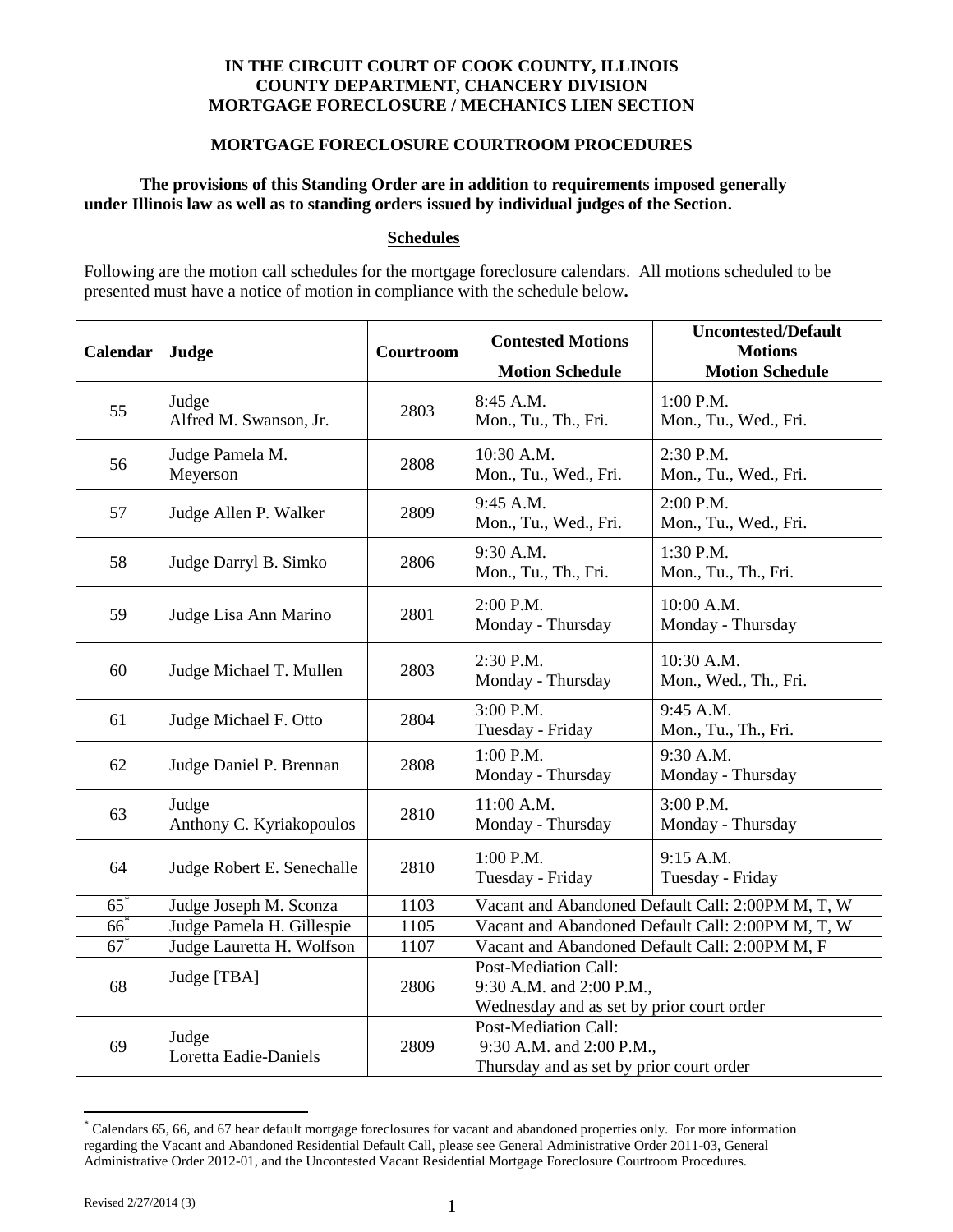**IN THE CIRCUIT COURT OF COOK COUNTY, ILLINOIS**
**COUNTY DEPARTMENT, CHANCERY DIVISION**
**MORTGAGE FORECLOSURE / MECHANICS LIEN SECTION**

**MORTGAGE FORECLOSURE COURTROOM PROCEDURES**

**The provisions of this Standing Order are in addition to requirements imposed generally under Illinois law as well as to standing orders issued by individual judges of the Section.**

**Schedules**

Following are the motion call schedules for the mortgage foreclosure calendars. All motions scheduled to be presented must have a notice of motion in compliance with the schedule below**.**

| Calendar | Judge | Courtroom | Contested Motions | Uncontested/Default Motions |
|---|---|---|---|---|
| | | | Motion Schedule | Motion Schedule |
| 55 | Judge Alfred M. Swanson, Jr. | 2803 | 8:45 A.M. Mon., Tu., Th., Fri. | 1:00 P.M. Mon., Tu., Wed., Fri. |
| 56 | Judge Pamela M. Meyerson | 2808 | 10:30 A.M. Mon., Tu., Wed., Fri. | 2:30 P.M. Mon., Tu., Wed., Fri. |
| 57 | Judge Allen P. Walker | 2809 | 9:45 A.M. Mon., Tu., Wed., Fri. | 2:00 P.M. Mon., Tu., Wed., Fri. |
| 58 | Judge Darryl B. Simko | 2806 | 9:30 A.M. Mon., Tu., Th., Fri. | 1:30 P.M. Mon., Tu., Th., Fri. |
| 59 | Judge Lisa Ann Marino | 2801 | 2:00 P.M. Monday - Thursday | 10:00 A.M. Monday - Thursday |
| 60 | Judge Michael T. Mullen | 2803 | 2:30 P.M. Monday - Thursday | 10:30 A.M. Mon., Wed., Th., Fri. |
| 61 | Judge Michael F. Otto | 2804 | 3:00 P.M. Tuesday - Friday | 9:45 A.M. Mon., Tu., Th., Fri. |
| 62 | Judge Daniel P. Brennan | 2808 | 1:00 P.M. Monday - Thursday | 9:30 A.M. Monday - Thursday |
| 63 | Judge Anthony C. Kyriakopoulos | 2810 | 11:00 A.M. Monday - Thursday | 3:00 P.M. Monday - Thursday |
| 64 | Judge Robert E. Senechalle | 2810 | 1:00 P.M. Tuesday - Friday | 9:15 A.M. Tuesday - Friday |
| 65* | Judge Joseph M. Sconza | 1103 | Vacant and Abandoned Default Call: 2:00PM M, T, W | |
| 66* | Judge Pamela H. Gillespie | 1105 | Vacant and Abandoned Default Call: 2:00PM M, T, W | |
| 67* | Judge Lauretta H. Wolfson | 1107 | Vacant and Abandoned Default Call: 2:00PM M, F | |
| 68 | Judge [TBA] | 2806 | Post-Mediation Call: 9:30 A.M. and 2:00 P.M., Wednesday and as set by prior court order | |
| 69 | Judge Loretta Eadie-Daniels | 2809 | Post-Mediation Call: 9:30 A.M. and 2:00 P.M., Thursday and as set by prior court order | |

* Calendars 65, 66, and 67 hear default mortgage foreclosures for vacant and abandoned properties only. For more information regarding the Vacant and Abandoned Residential Default Call, please see General Administrative Order 2011-03, General Administrative Order 2012-01, and the Uncontested Vacant Residential Mortgage Foreclosure Courtroom Procedures.

Revised 2/27/2014 (3)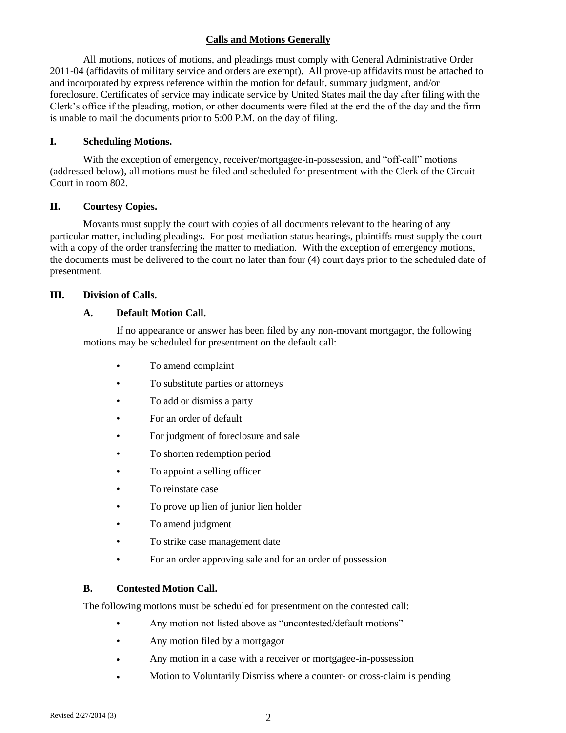## Calls and Motions Generally

All motions, notices of motions, and pleadings must comply with General Administrative Order 2011-04 (affidavits of military service and orders are exempt). All prove-up affidavits must be attached to and incorporated by express reference within the motion for default, summary judgment, and/or foreclosure. Certificates of service may indicate service by United States mail the day after filing with the Clerk's office if the pleading, motion, or other documents were filed at the end the of the day and the firm is unable to mail the documents prior to 5:00 P.M. on the day of filing.

### I. Scheduling Motions.

With the exception of emergency, receiver/mortgagee-in-possession, and "off-call" motions (addressed below), all motions must be filed and scheduled for presentment with the Clerk of the Circuit Court in room 802.

### II. Courtesy Copies.

Movants must supply the court with copies of all documents relevant to the hearing of any particular matter, including pleadings. For post-mediation status hearings, plaintiffs must supply the court with a copy of the order transferring the matter to mediation. With the exception of emergency motions, the documents must be delivered to the court no later than four (4) court days prior to the scheduled date of presentment.

### III. Division of Calls.

#### A. Default Motion Call.

If no appearance or answer has been filed by any non-movant mortgagor, the following motions may be scheduled for presentment on the default call:

- To amend complaint
- To substitute parties or attorneys
- To add or dismiss a party
- For an order of default
- For judgment of foreclosure and sale
- To shorten redemption period
- To appoint a selling officer
- To reinstate case
- To prove up lien of junior lien holder
- To amend judgment
- To strike case management date
- For an order approving sale and for an order of possession

#### B. Contested Motion Call.

The following motions must be scheduled for presentment on the contested call:

- Any motion not listed above as "uncontested/default motions"
- Any motion filed by a mortgagor
- Any motion in a case with a receiver or mortgagee-in-possession
- Motion to Voluntarily Dismiss where a counter- or cross-claim is pending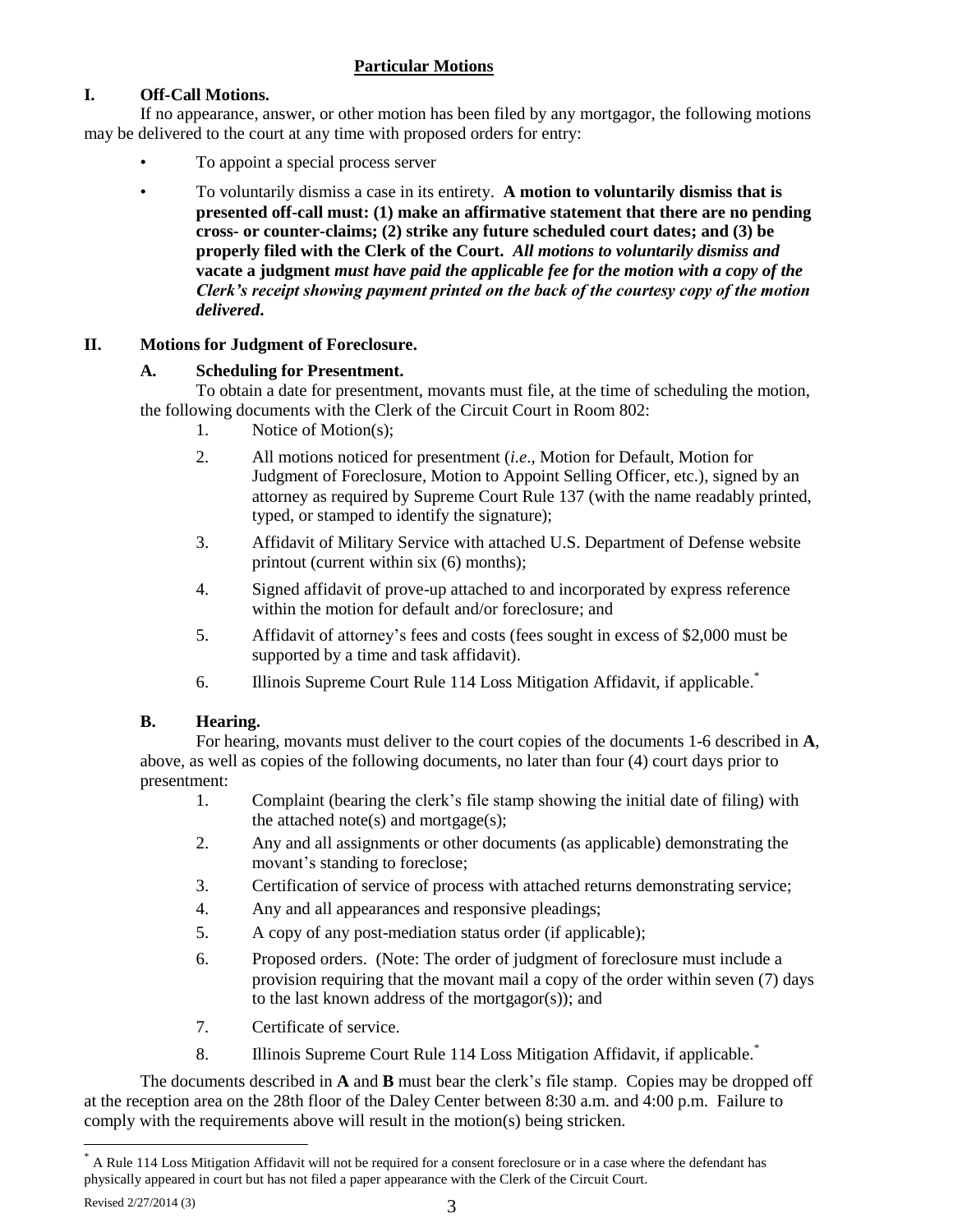## **Particular Motions**

### I. Off-Call Motions.

If no appearance, answer, or other motion has been filed by any mortgagor, the following motions may be delivered to the court at any time with proposed orders for entry:

- To appoint a special process server
- To voluntarily dismiss a case in its entirety. **A motion to voluntarily dismiss that is presented off-call must: (1) make an affirmative statement that there are no pending cross- or counter-claims; (2) strike any future scheduled court dates; and (3) be properly filed with the Clerk of the Court.** ***All motions to voluntarily dismiss and*** **vacate a judgment** ***must have paid the applicable fee for the motion with a copy of the Clerk's receipt showing payment printed on the back of the courtesy copy of the motion delivered*****.**

### II. Motions for Judgment of Foreclosure.

#### A. Scheduling for Presentment.

To obtain a date for presentment, movants must file, at the time of scheduling the motion, the following documents with the Clerk of the Circuit Court in Room 802:

1. Notice of Motion(s);
2. All motions noticed for presentment (*i.e*., Motion for Default, Motion for Judgment of Foreclosure, Motion to Appoint Selling Officer, etc.), signed by an attorney as required by Supreme Court Rule 137 (with the name readably printed, typed, or stamped to identify the signature);
3. Affidavit of Military Service with attached U.S. Department of Defense website printout (current within six (6) months);
4. Signed affidavit of prove-up attached to and incorporated by express reference within the motion for default and/or foreclosure; and
5. Affidavit of attorney's fees and costs (fees sought in excess of $2,000 must be supported by a time and task affidavit).
6. Illinois Supreme Court Rule 114 Loss Mitigation Affidavit, if applicable.*

#### B. Hearing.

For hearing, movants must deliver to the court copies of the documents 1-6 described in **A**, above, as well as copies of the following documents, no later than four (4) court days prior to presentment:

1. Complaint (bearing the clerk's file stamp showing the initial date of filing) with the attached note(s) and mortgage(s);
2. Any and all assignments or other documents (as applicable) demonstrating the movant's standing to foreclose;
3. Certification of service of process with attached returns demonstrating service;
4. Any and all appearances and responsive pleadings;
5. A copy of any post-mediation status order (if applicable);
6. Proposed orders. (Note: The order of judgment of foreclosure must include a provision requiring that the movant mail a copy of the order within seven (7) days to the last known address of the mortgagor(s)); and
7. Certificate of service.
8. Illinois Supreme Court Rule 114 Loss Mitigation Affidavit, if applicable.*

The documents described in **A** and **B** must bear the clerk's file stamp. Copies may be dropped off at the reception area on the 28th floor of the Daley Center between 8:30 a.m. and 4:00 p.m. Failure to comply with the requirements above will result in the motion(s) being stricken.

---

* A Rule 114 Loss Mitigation Affidavit will not be required for a consent foreclosure or in a case where the defendant has physically appeared in court but has not filed a paper appearance with the Clerk of the Circuit Court.

Revised 2/27/2014 (3)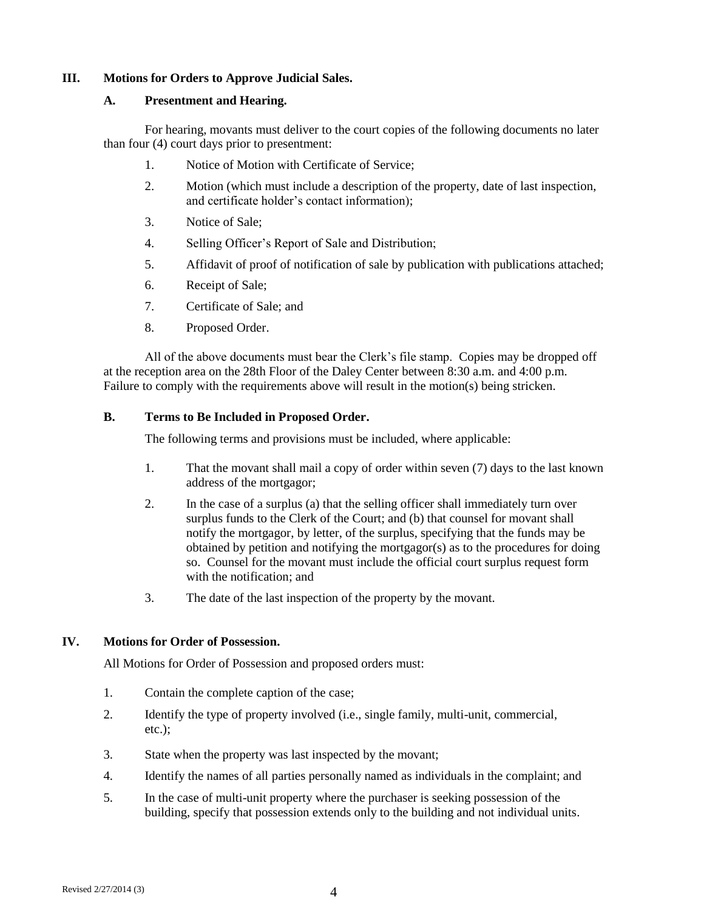## III. Motions for Orders to Approve Judicial Sales.

### A. Presentment and Hearing.

For hearing, movants must deliver to the court copies of the following documents no later than four (4) court days prior to presentment:

1. Notice of Motion with Certificate of Service;
2. Motion (which must include a description of the property, date of last inspection, and certificate holder's contact information);
3. Notice of Sale;
4. Selling Officer's Report of Sale and Distribution;
5. Affidavit of proof of notification of sale by publication with publications attached;
6. Receipt of Sale;
7. Certificate of Sale; and
8. Proposed Order.

All of the above documents must bear the Clerk's file stamp. Copies may be dropped off at the reception area on the 28th Floor of the Daley Center between 8:30 a.m. and 4:00 p.m. Failure to comply with the requirements above will result in the motion(s) being stricken.

### B. Terms to Be Included in Proposed Order.

The following terms and provisions must be included, where applicable:

1. That the movant shall mail a copy of order within seven (7) days to the last known address of the mortgagor;
2. In the case of a surplus (a) that the selling officer shall immediately turn over surplus funds to the Clerk of the Court; and (b) that counsel for movant shall notify the mortgagor, by letter, of the surplus, specifying that the funds may be obtained by petition and notifying the mortgagor(s) as to the procedures for doing so. Counsel for the movant must include the official court surplus request form with the notification; and
3. The date of the last inspection of the property by the movant.

## IV. Motions for Order of Possession.

All Motions for Order of Possession and proposed orders must:

1. Contain the complete caption of the case;
2. Identify the type of property involved (i.e., single family, multi-unit, commercial, etc.);
3. State when the property was last inspected by the movant;
4. Identify the names of all parties personally named as individuals in the complaint; and
5. In the case of multi-unit property where the purchaser is seeking possession of the building, specify that possession extends only to the building and not individual units.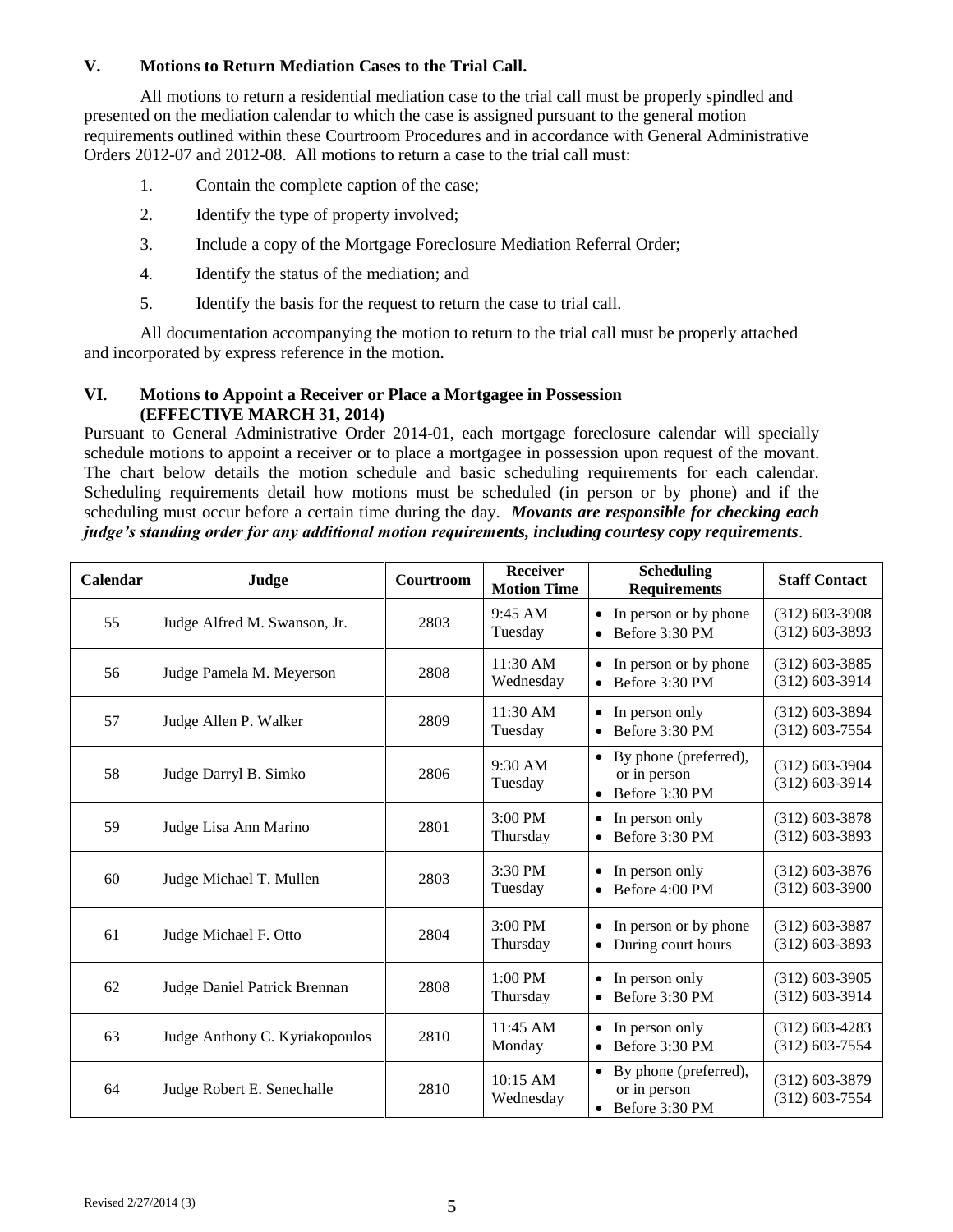## V. Motions to Return Mediation Cases to the Trial Call.

All motions to return a residential mediation case to the trial call must be properly spindled and presented on the mediation calendar to which the case is assigned pursuant to the general motion requirements outlined within these Courtroom Procedures and in accordance with General Administrative Orders 2012-07 and 2012-08. All motions to return a case to the trial call must:

1. Contain the complete caption of the case;
2. Identify the type of property involved;
3. Include a copy of the Mortgage Foreclosure Mediation Referral Order;
4. Identify the status of the mediation; and
5. Identify the basis for the request to return the case to trial call.

All documentation accompanying the motion to return to the trial call must be properly attached and incorporated by express reference in the motion.

## VI. Motions to Appoint a Receiver or Place a Mortgagee in Possession (EFFECTIVE MARCH 31, 2014)

Pursuant to General Administrative Order 2014-01, each mortgage foreclosure calendar will specially schedule motions to appoint a receiver or to place a mortgagee in possession upon request of the movant. The chart below details the motion schedule and basic scheduling requirements for each calendar. Scheduling requirements detail how motions must be scheduled (in person or by phone) and if the scheduling must occur before a certain time during the day. ***Movants are responsible for checking each judge's standing order for any additional motion requirements, including courtesy copy requirements***.

| Calendar | Judge | Courtroom | Receiver Motion Time | Scheduling Requirements | Staff Contact |
|---|---|---|---|---|---|
| 55 | Judge Alfred M. Swanson, Jr. | 2803 | 9:45 AM Tuesday | • In person or by phone<br>• Before 3:30 PM | (312) 603-3908<br>(312) 603-3893 |
| 56 | Judge Pamela M. Meyerson | 2808 | 11:30 AM Wednesday | • In person or by phone<br>• Before 3:30 PM | (312) 603-3885<br>(312) 603-3914 |
| 57 | Judge Allen P. Walker | 2809 | 11:30 AM Tuesday | • In person only<br>• Before 3:30 PM | (312) 603-3894<br>(312) 603-7554 |
| 58 | Judge Darryl B. Simko | 2806 | 9:30 AM Tuesday | • By phone (preferred), or in person<br>• Before 3:30 PM | (312) 603-3904<br>(312) 603-3914 |
| 59 | Judge Lisa Ann Marino | 2801 | 3:00 PM Thursday | • In person only<br>• Before 3:30 PM | (312) 603-3878<br>(312) 603-3893 |
| 60 | Judge Michael T. Mullen | 2803 | 3:30 PM Tuesday | • In person only<br>• Before 4:00 PM | (312) 603-3876<br>(312) 603-3900 |
| 61 | Judge Michael F. Otto | 2804 | 3:00 PM Thursday | • In person or by phone<br>• During court hours | (312) 603-3887<br>(312) 603-3893 |
| 62 | Judge Daniel Patrick Brennan | 2808 | 1:00 PM Thursday | • In person only<br>• Before 3:30 PM | (312) 603-3905<br>(312) 603-3914 |
| 63 | Judge Anthony C. Kyriakopoulos | 2810 | 11:45 AM Monday | • In person only<br>• Before 3:30 PM | (312) 603-4283<br>(312) 603-7554 |
| 64 | Judge Robert E. Senechalle | 2810 | 10:15 AM Wednesday | • By phone (preferred), or in person<br>• Before 3:30 PM | (312) 603-3879<br>(312) 603-7554 |

Revised 2/27/2014 (3)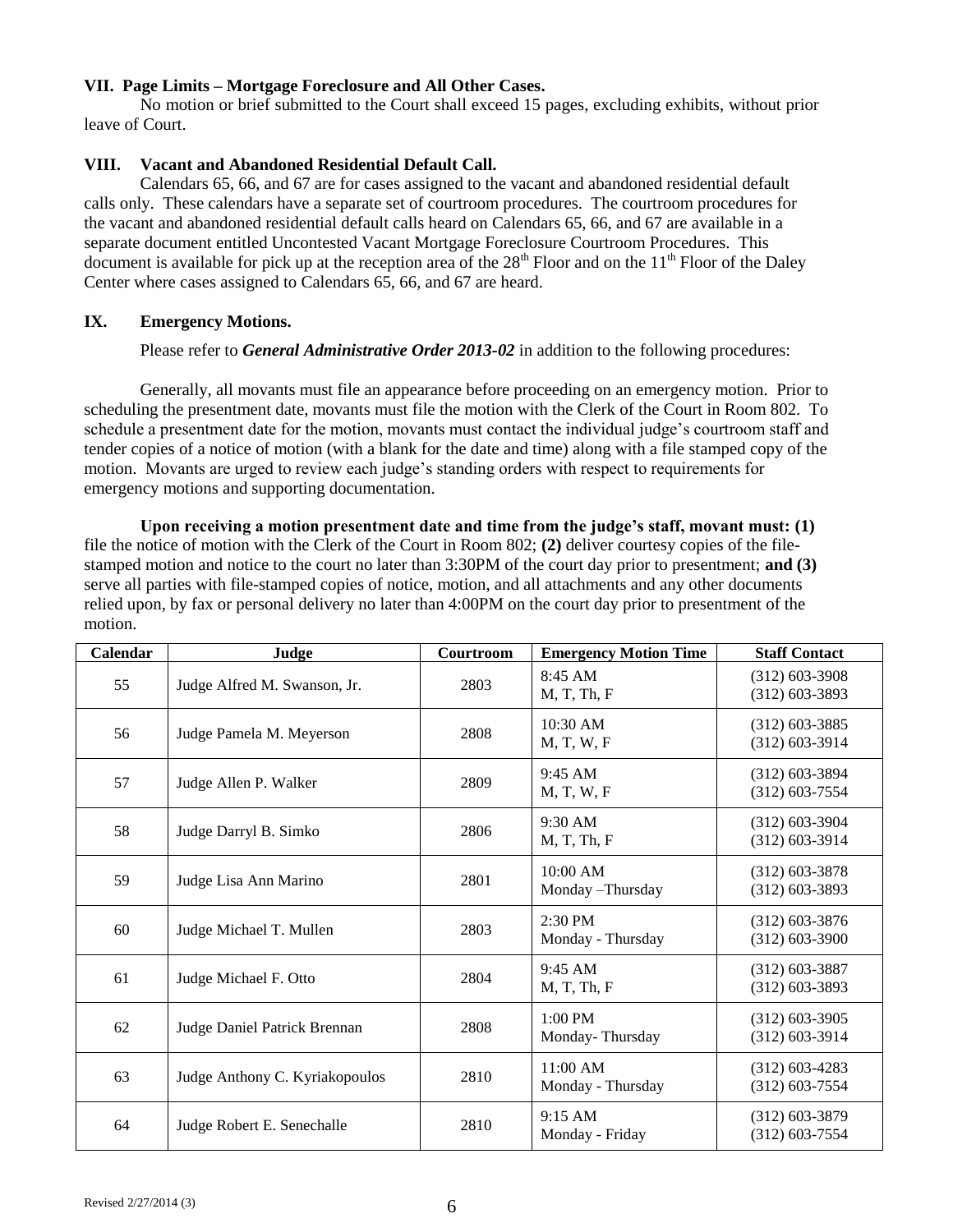## VII. Page Limits – Mortgage Foreclosure and All Other Cases.

No motion or brief submitted to the Court shall exceed 15 pages, excluding exhibits, without prior leave of Court.

## VIII. Vacant and Abandoned Residential Default Call.

Calendars 65, 66, and 67 are for cases assigned to the vacant and abandoned residential default calls only. These calendars have a separate set of courtroom procedures. The courtroom procedures for the vacant and abandoned residential default calls heard on Calendars 65, 66, and 67 are available in a separate document entitled Uncontested Vacant Mortgage Foreclosure Courtroom Procedures. This document is available for pick up at the reception area of the 28th Floor and on the 11th Floor of the Daley Center where cases assigned to Calendars 65, 66, and 67 are heard.

## IX. Emergency Motions.

Please refer to ***General Administrative Order 2013-02*** in addition to the following procedures:

Generally, all movants must file an appearance before proceeding on an emergency motion. Prior to scheduling the presentment date, movants must file the motion with the Clerk of the Court in Room 802. To schedule a presentment date for the motion, movants must contact the individual judge's courtroom staff and tender copies of a notice of motion (with a blank for the date and time) along with a file stamped copy of the motion. Movants are urged to review each judge's standing orders with respect to requirements for emergency motions and supporting documentation.

**Upon receiving a motion presentment date and time from the judge's staff, movant must: (1)** file the notice of motion with the Clerk of the Court in Room 802; **(2)** deliver courtesy copies of the file-stamped motion and notice to the court no later than 3:30PM of the court day prior to presentment; **and (3)** serve all parties with file-stamped copies of notice, motion, and all attachments and any other documents relied upon, by fax or personal delivery no later than 4:00PM on the court day prior to presentment of the motion.

| Calendar | Judge | Courtroom | Emergency Motion Time | Staff Contact |
|---|---|---|---|---|
| 55 | Judge Alfred M. Swanson, Jr. | 2803 | 8:45 AM<br>M, T, Th, F | (312) 603-3908<br>(312) 603-3893 |
| 56 | Judge Pamela M. Meyerson | 2808 | 10:30 AM<br>M, T, W, F | (312) 603-3885<br>(312) 603-3914 |
| 57 | Judge Allen P. Walker | 2809 | 9:45 AM<br>M, T, W, F | (312) 603-3894<br>(312) 603-7554 |
| 58 | Judge Darryl B. Simko | 2806 | 9:30 AM<br>M, T, Th, F | (312) 603-3904<br>(312) 603-3914 |
| 59 | Judge Lisa Ann Marino | 2801 | 10:00 AM<br>Monday –Thursday | (312) 603-3878<br>(312) 603-3893 |
| 60 | Judge Michael T. Mullen | 2803 | 2:30 PM<br>Monday - Thursday | (312) 603-3876<br>(312) 603-3900 |
| 61 | Judge Michael F. Otto | 2804 | 9:45 AM<br>M, T, Th, F | (312) 603-3887<br>(312) 603-3893 |
| 62 | Judge Daniel Patrick Brennan | 2808 | 1:00 PM<br>Monday- Thursday | (312) 603-3905<br>(312) 603-3914 |
| 63 | Judge Anthony C. Kyriakopoulos | 2810 | 11:00 AM<br>Monday - Thursday | (312) 603-4283<br>(312) 603-7554 |
| 64 | Judge Robert E. Senechalle | 2810 | 9:15 AM<br>Monday - Friday | (312) 603-3879<br>(312) 603-7554 |

Revised 2/27/2014 (3)